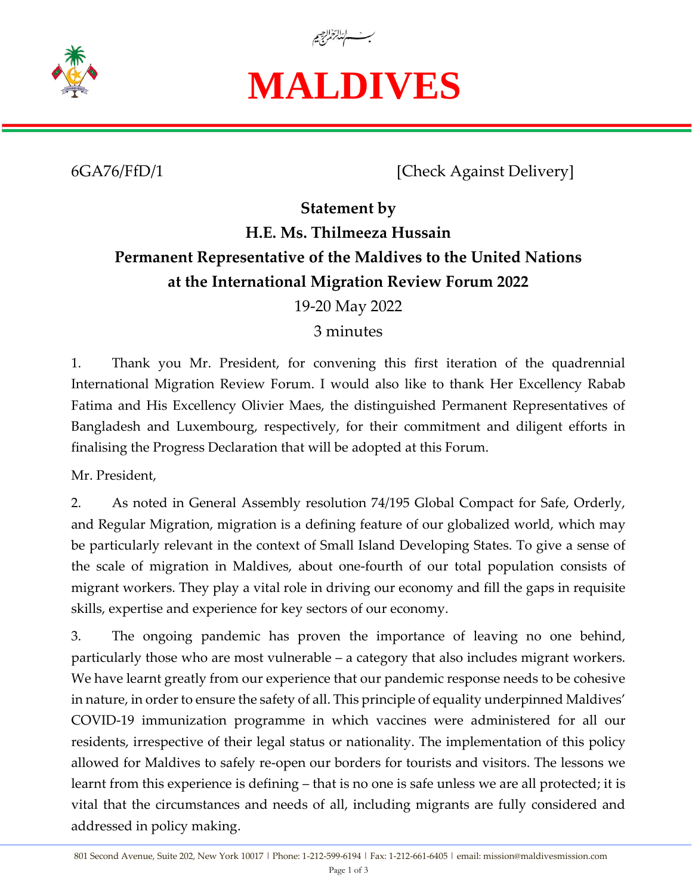بسم الله الرحمن الرحيم

# MALDIVES

6GA76/FfD/1 [Check Against Delivery]

**Statement by**
**H.E. Ms. Thilmeeza Hussain**
**Permanent Representative of the Maldives to the United Nations**
**at the International Migration Review Forum 2022**

19-20 May 2022

3 minutes

1. Thank you Mr. President, for convening this first iteration of the quadrennial International Migration Review Forum. I would also like to thank Her Excellency Rabab Fatima and His Excellency Olivier Maes, the distinguished Permanent Representatives of Bangladesh and Luxembourg, respectively, for their commitment and diligent efforts in finalising the Progress Declaration that will be adopted at this Forum.

Mr. President,

2. As noted in General Assembly resolution 74/195 Global Compact for Safe, Orderly, and Regular Migration, migration is a defining feature of our globalized world, which may be particularly relevant in the context of Small Island Developing States. To give a sense of the scale of migration in Maldives, about one-fourth of our total population consists of migrant workers. They play a vital role in driving our economy and fill the gaps in requisite skills, expertise and experience for key sectors of our economy.

3. The ongoing pandemic has proven the importance of leaving no one behind, particularly those who are most vulnerable – a category that also includes migrant workers. We have learnt greatly from our experience that our pandemic response needs to be cohesive in nature, in order to ensure the safety of all. This principle of equality underpinned Maldives' COVID-19 immunization programme in which vaccines were administered for all our residents, irrespective of their legal status or nationality. The implementation of this policy allowed for Maldives to safely re-open our borders for tourists and visitors. The lessons we learnt from this experience is defining – that is no one is safe unless we are all protected; it is vital that the circumstances and needs of all, including migrants are fully considered and addressed in policy making.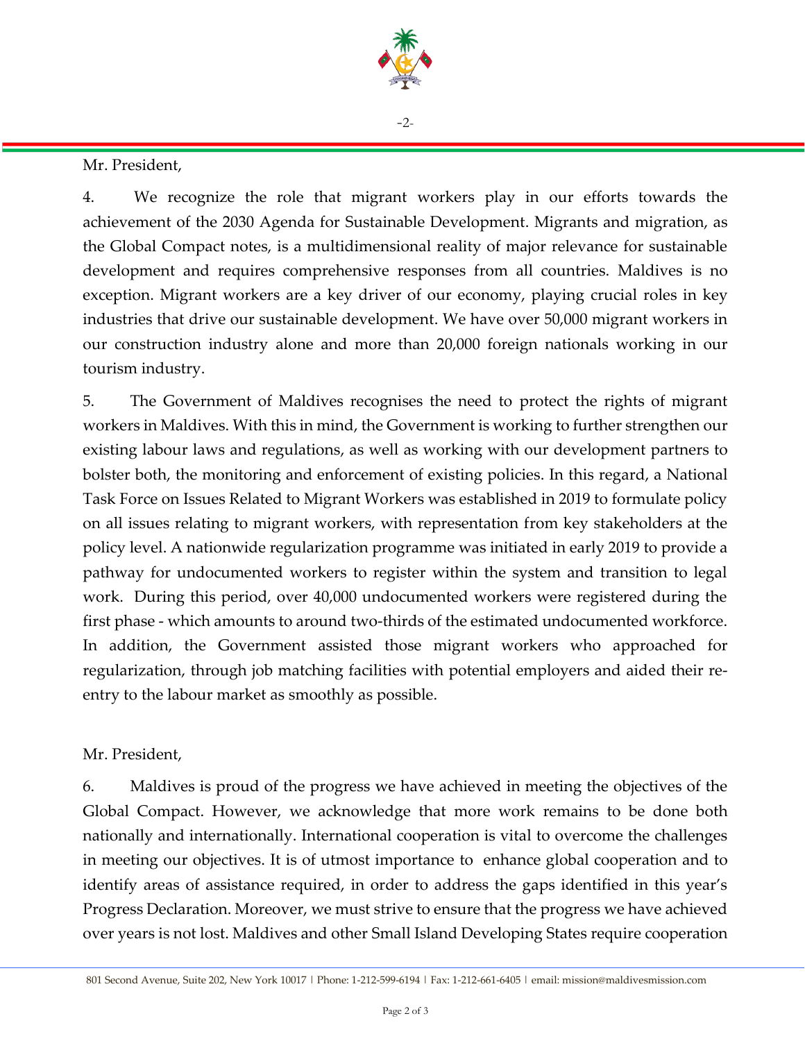Mr. President,

4. We recognize the role that migrant workers play in our efforts towards the achievement of the 2030 Agenda for Sustainable Development. Migrants and migration, as the Global Compact notes, is a multidimensional reality of major relevance for sustainable development and requires comprehensive responses from all countries. Maldives is no exception. Migrant workers are a key driver of our economy, playing crucial roles in key industries that drive our sustainable development. We have over 50,000 migrant workers in our construction industry alone and more than 20,000 foreign nationals working in our tourism industry.

5. The Government of Maldives recognises the need to protect the rights of migrant workers in Maldives. With this in mind, the Government is working to further strengthen our existing labour laws and regulations, as well as working with our development partners to bolster both, the monitoring and enforcement of existing policies. In this regard, a National Task Force on Issues Related to Migrant Workers was established in 2019 to formulate policy on all issues relating to migrant workers, with representation from key stakeholders at the policy level. A nationwide regularization programme was initiated in early 2019 to provide a pathway for undocumented workers to register within the system and transition to legal work. During this period, over 40,000 undocumented workers were registered during the first phase - which amounts to around two-thirds of the estimated undocumented workforce. In addition, the Government assisted those migrant workers who approached for regularization, through job matching facilities with potential employers and aided their re-entry to the labour market as smoothly as possible.

Mr. President,

6. Maldives is proud of the progress we have achieved in meeting the objectives of the Global Compact. However, we acknowledge that more work remains to be done both nationally and internationally. International cooperation is vital to overcome the challenges in meeting our objectives. It is of utmost importance to enhance global cooperation and to identify areas of assistance required, in order to address the gaps identified in this year's Progress Declaration. Moreover, we must strive to ensure that the progress we have achieved over years is not lost. Maldives and other Small Island Developing States require cooperation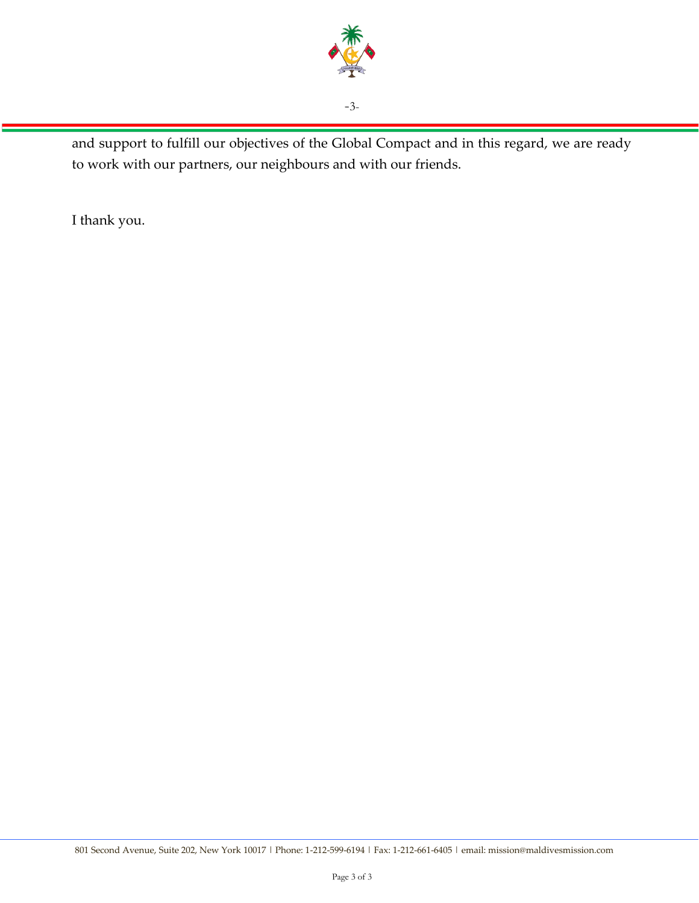and support to fulfill our objectives of the Global Compact and in this regard, we are ready to work with our partners, our neighbours and with our friends.

I thank you.